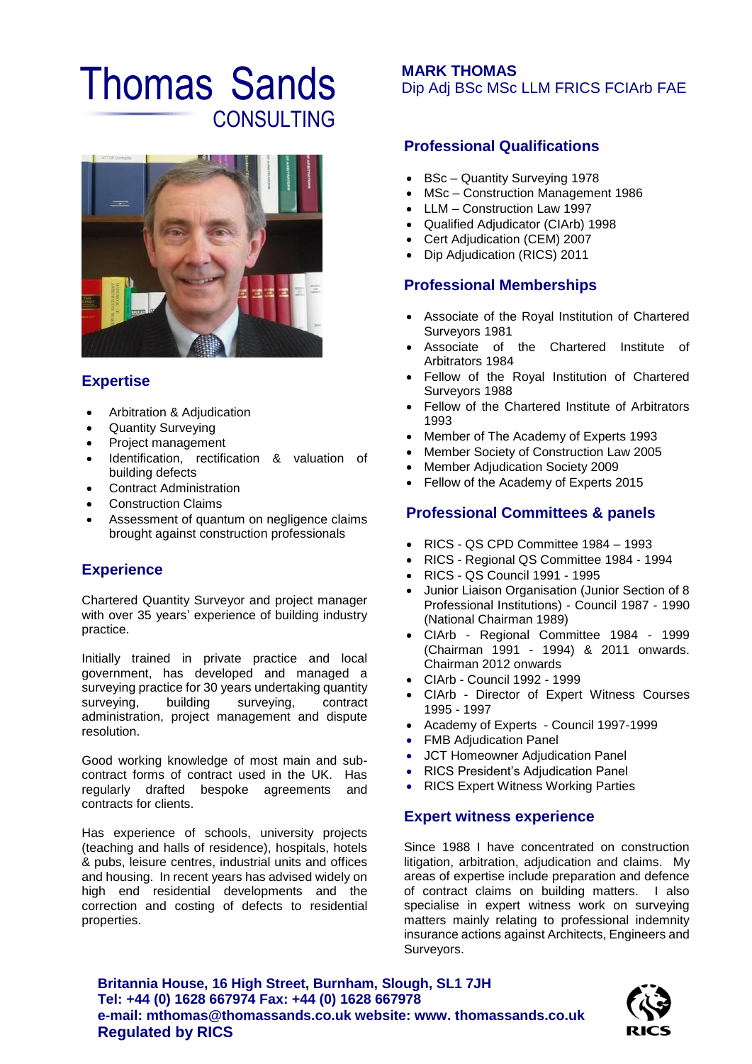# Thomas Sands
## CONSULTING

## MARK THOMAS
Dip Adj BSc MSc LLM FRICS FCIArb FAE

## Expertise

- Arbitration & Adjudication
- Quantity Surveying
- Project management
- Identification, rectification & valuation of building defects
- Contract Administration
- Construction Claims
- Assessment of quantum on negligence claims brought against construction professionals

## Experience

Chartered Quantity Surveyor and project manager with over 35 years' experience of building industry practice.

Initially trained in private practice and local government, has developed and managed a surveying practice for 30 years undertaking quantity surveying, building surveying, contract administration, project management and dispute resolution.

Good working knowledge of most main and sub-contract forms of contract used in the UK. Has regularly drafted bespoke agreements and contracts for clients.

Has experience of schools, university projects (teaching and halls of residence), hospitals, hotels & pubs, leisure centres, industrial units and offices and housing. In recent years has advised widely on high end residential developments and the correction and costing of defects to residential properties.

## Professional Qualifications

- BSc – Quantity Surveying 1978
- MSc – Construction Management 1986
- LLM – Construction Law 1997
- Qualified Adjudicator (CIArb) 1998
- Cert Adjudication (CEM) 2007
- Dip Adjudication (RICS) 2011

## Professional Memberships

- Associate of the Royal Institution of Chartered Surveyors 1981
- Associate of the Chartered Institute of Arbitrators 1984
- Fellow of the Royal Institution of Chartered Surveyors 1988
- Fellow of the Chartered Institute of Arbitrators 1993
- Member of The Academy of Experts 1993
- Member Society of Construction Law 2005
- Member Adjudication Society 2009
- Fellow of the Academy of Experts 2015

## Professional Committees & panels

- RICS - QS CPD Committee 1984 – 1993
- RICS - Regional QS Committee 1984 - 1994
- RICS - QS Council 1991 - 1995
- Junior Liaison Organisation (Junior Section of 8 Professional Institutions) - Council 1987 - 1990 (National Chairman 1989)
- CIArb - Regional Committee 1984 - 1999 (Chairman 1991 - 1994) & 2011 onwards. Chairman 2012 onwards
- CIArb - Council 1992 - 1999
- CIArb - Director of Expert Witness Courses 1995 - 1997
- Academy of Experts - Council 1997-1999
- FMB Adjudication Panel
- JCT Homeowner Adjudication Panel
- RICS President's Adjudication Panel
- RICS Expert Witness Working Parties

## Expert witness experience

Since 1988 I have concentrated on construction litigation, arbitration, adjudication and claims. My areas of expertise include preparation and defence of contract claims on building matters. I also specialise in expert witness work on surveying matters mainly relating to professional indemnity insurance actions against Architects, Engineers and Surveyors.

**Britannia House, 16 High Street, Burnham, Slough, SL1 7JH**
**Tel: +44 (0) 1628 667974 Fax: +44 (0) 1628 667978**
**e-mail: mthomas@thomassands.co.uk website: www. thomassands.co.uk**
**Regulated by RICS**

RICS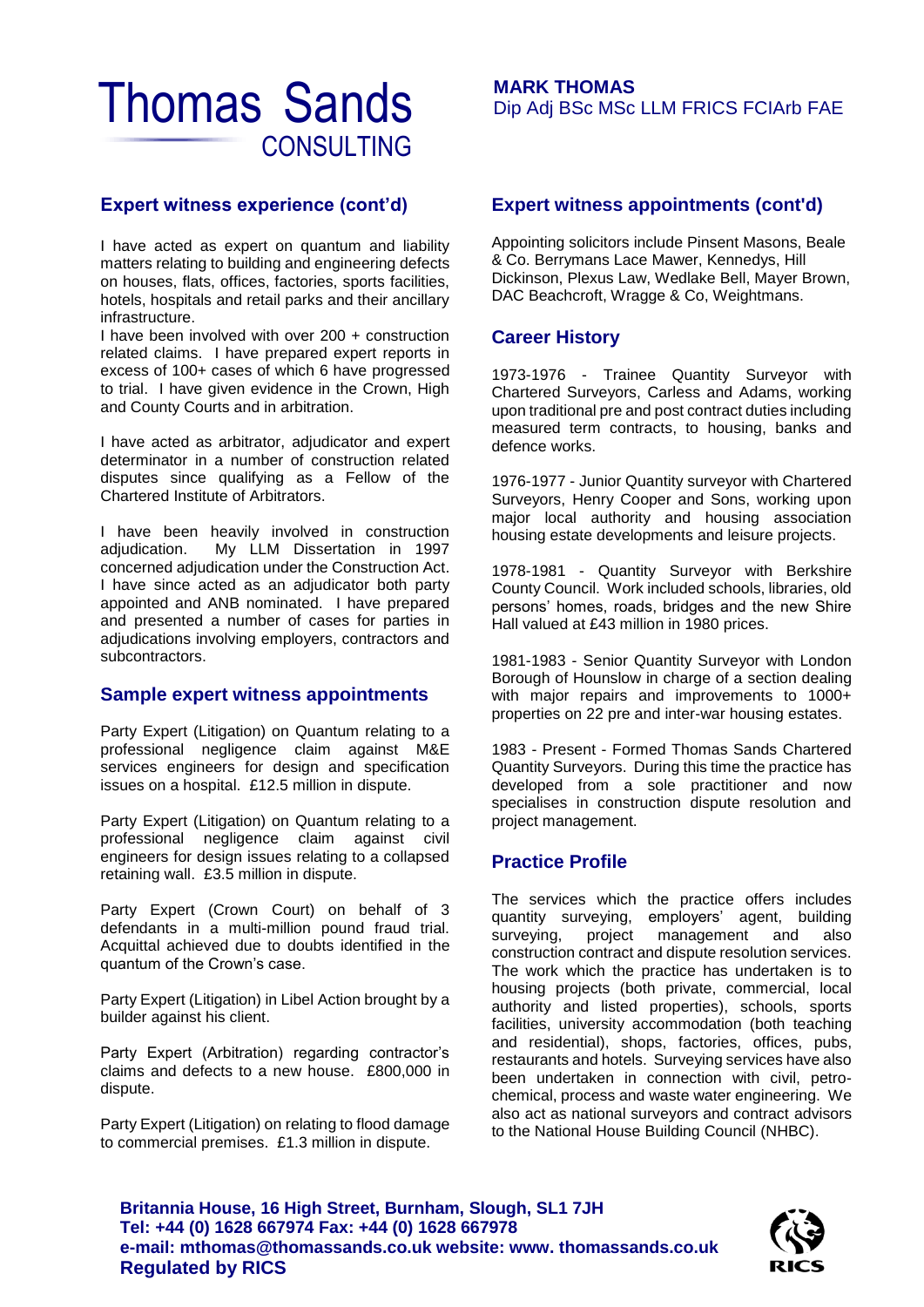# Thomas Sands CONSULTING

**MARK THOMAS**
Dip Adj BSc MSc LLM FRICS FCIArb FAE

## Expert witness experience (cont'd)

I have acted as expert on quantum and liability matters relating to building and engineering defects on houses, flats, offices, factories, sports facilities, hotels, hospitals and retail parks and their ancillary infrastructure.

I have been involved with over 200 + construction related claims. I have prepared expert reports in excess of 100+ cases of which 6 have progressed to trial. I have given evidence in the Crown, High and County Courts and in arbitration.

I have acted as arbitrator, adjudicator and expert determinator in a number of construction related disputes since qualifying as a Fellow of the Chartered Institute of Arbitrators.

I have been heavily involved in construction adjudication. My LLM Dissertation in 1997 concerned adjudication under the Construction Act. I have since acted as an adjudicator both party appointed and ANB nominated. I have prepared and presented a number of cases for parties in adjudications involving employers, contractors and subcontractors.

## Sample expert witness appointments

Party Expert (Litigation) on Quantum relating to a professional negligence claim against M&E services engineers for design and specification issues on a hospital. £12.5 million in dispute.

Party Expert (Litigation) on Quantum relating to a professional negligence claim against civil engineers for design issues relating to a collapsed retaining wall. £3.5 million in dispute.

Party Expert (Crown Court) on behalf of 3 defendants in a multi-million pound fraud trial. Acquittal achieved due to doubts identified in the quantum of the Crown's case.

Party Expert (Litigation) in Libel Action brought by a builder against his client.

Party Expert (Arbitration) regarding contractor's claims and defects to a new house. £800,000 in dispute.

Party Expert (Litigation) on relating to flood damage to commercial premises. £1.3 million in dispute.

## Expert witness appointments (cont'd)

Appointing solicitors include Pinsent Masons, Beale & Co. Berrymans Lace Mawer, Kennedys, Hill Dickinson, Plexus Law, Wedlake Bell, Mayer Brown, DAC Beachcroft, Wragge & Co, Weightmans.

## Career History

1973-1976 - Trainee Quantity Surveyor with Chartered Surveyors, Carless and Adams, working upon traditional pre and post contract duties including measured term contracts, to housing, banks and defence works.

1976-1977 - Junior Quantity surveyor with Chartered Surveyors, Henry Cooper and Sons, working upon major local authority and housing association housing estate developments and leisure projects.

1978-1981 - Quantity Surveyor with Berkshire County Council. Work included schools, libraries, old persons' homes, roads, bridges and the new Shire Hall valued at £43 million in 1980 prices.

1981-1983 - Senior Quantity Surveyor with London Borough of Hounslow in charge of a section dealing with major repairs and improvements to 1000+ properties on 22 pre and inter-war housing estates.

1983 - Present - Formed Thomas Sands Chartered Quantity Surveyors. During this time the practice has developed from a sole practitioner and now specialises in construction dispute resolution and project management.

## Practice Profile

The services which the practice offers includes quantity surveying, employers' agent, building surveying, project management and also construction contract and dispute resolution services. The work which the practice has undertaken is to housing projects (both private, commercial, local authority and listed properties), schools, sports facilities, university accommodation (both teaching and residential), shops, factories, offices, pubs, restaurants and hotels. Surveying services have also been undertaken in connection with civil, petro-chemical, process and waste water engineering. We also act as national surveyors and contract advisors to the National House Building Council (NHBC).

**Britannia House, 16 High Street, Burnham, Slough, SL1 7JH**
**Tel: +44 (0) 1628 667974 Fax: +44 (0) 1628 667978**
**e-mail: mthomas@thomassands.co.uk website: www. thomassands.co.uk**
**Regulated by RICS**

RICS